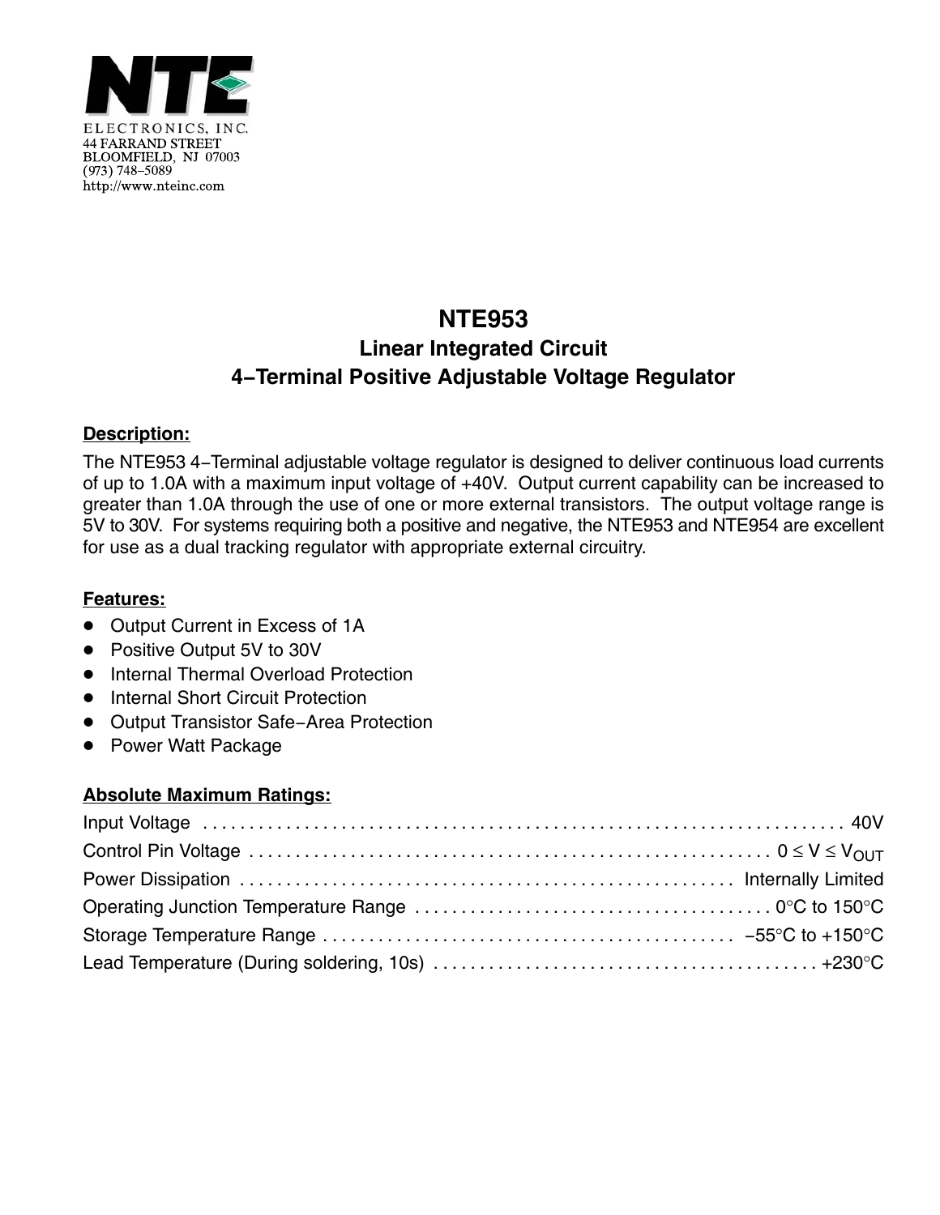NTE ELECTRONICS, INC.
44 FARRAND STREET
BLOOMFIELD, NJ 07003
(973) 748–5089
http://www.nteinc.com

# NTE953
## Linear Integrated Circuit
## 4–Terminal Positive Adjustable Voltage Regulator

**Description:**

The NTE953 4–Terminal adjustable voltage regulator is designed to deliver continuous load currents of up to 1.0A with a maximum input voltage of +40V. Output current capability can be increased to greater than 1.0A through the use of one or more external transistors. The output voltage range is 5V to 30V. For systems requiring both a positive and negative, the NTE953 and NTE954 are excellent for use as a dual tracking regulator with appropriate external circuitry.

**Features:**

- Output Current in Excess of 1A
- Positive Output 5V to 30V
- Internal Thermal Overload Protection
- Internal Short Circuit Protection
- Output Transistor Safe–Area Protection
- Power Watt Package

**Absolute Maximum Ratings:**

Input Voltage . . . . . . . . . . . . . . . . . . . . . . . . . . . . . . . . . . . . . . . . . . . . . . . . . . . . . . . . . . . . . . . . . . . . 40V
Control Pin Voltage . . . . . . . . . . . . . . . . . . . . . . . . . . . . . . . . . . . . . . . . . . . . . . . . . . . . . . . $0 \leq V \leq V_{OUT}$
Power Dissipation . . . . . . . . . . . . . . . . . . . . . . . . . . . . . . . . . . . . . . . . . . . . . . . . . . . . . Internally Limited
Operating Junction Temperature Range . . . . . . . . . . . . . . . . . . . . . . . . . . . . . . . . . . . . . . 0°C to 150°C
Storage Temperature Range . . . . . . . . . . . . . . . . . . . . . . . . . . . . . . . . . . . . . . . . . . . . −55°C to +150°C
Lead Temperature (During soldering, 10s) . . . . . . . . . . . . . . . . . . . . . . . . . . . . . . . . . . . . . . . . . +230°C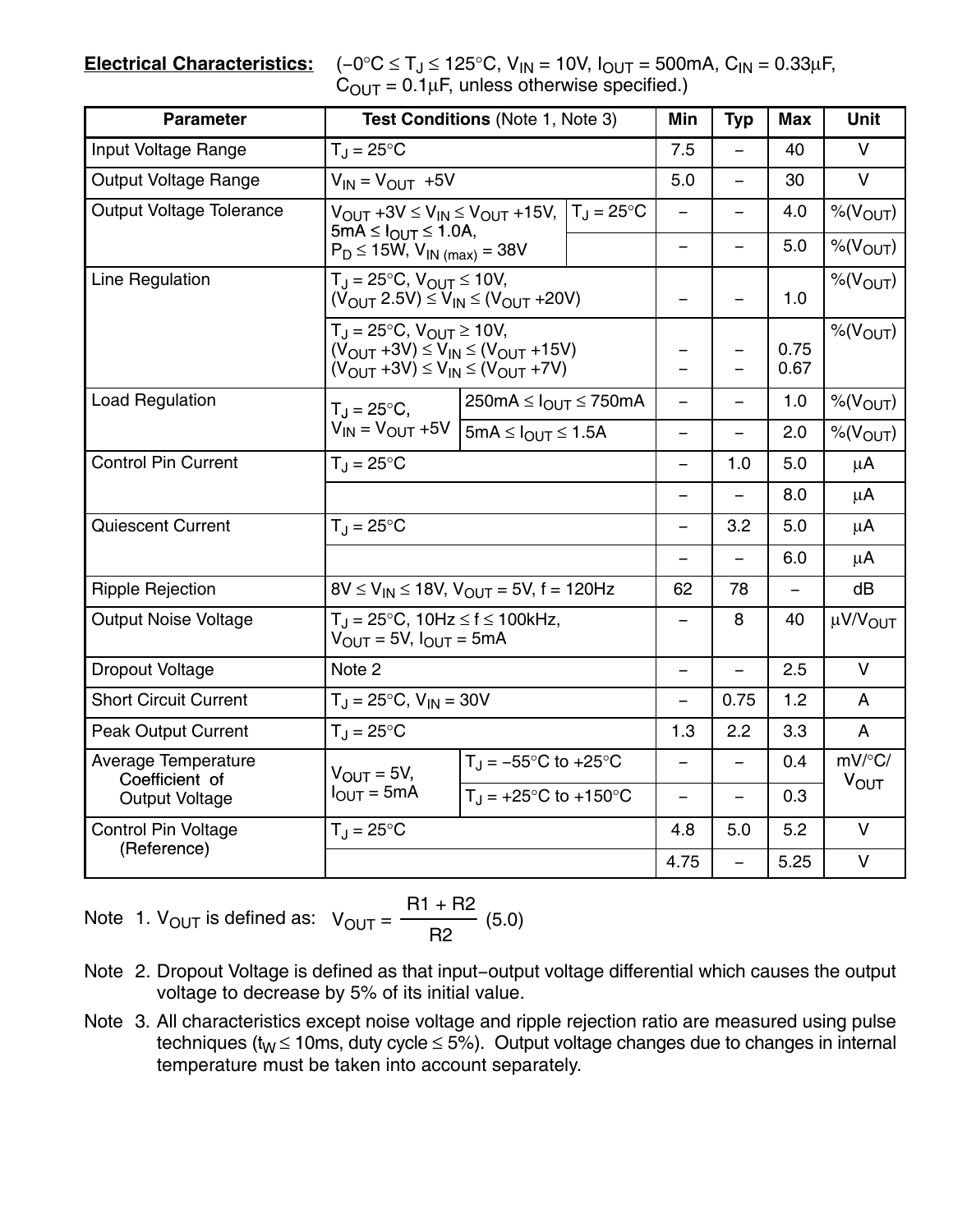**Electrical Characteristics:** ($-0°C \le T_J \le 125°C$, $V_{IN}$ = 10V, $I_{OUT}$ = 500mA, $C_{IN}$ = 0.33μF, $C_{OUT}$ = 0.1μF, unless otherwise specified.)

| Parameter | Test Conditions (Note 1, Note 3) | | Min | Typ | Max | Unit |
|---|---|---|---|---|---|---|
| Input Voltage Range | $T_J$ = 25°C | | 7.5 | – | 40 | V |
| Output Voltage Range | $V_{IN} = V_{OUT}$ +5V | | 5.0 | – | 30 | V |
| Output Voltage Tolerance | $V_{OUT} +3V \le V_{IN} \le V_{OUT} +15V$, 5mA $\le I_{OUT} \le$ 1.0A, $P_D \le$ 15W, $V_{IN\,(max)}$ = 38V | $T_J$ = 25°C | – | – | 4.0 | %($V_{OUT}$) |
| | | | – | – | 5.0 | %($V_{OUT}$) |
| Line Regulation | $T_J$ = 25°C, $V_{OUT} \le$ 10V, ($V_{OUT}$ 2.5V) $\le V_{IN} \le$ ($V_{OUT}$ +20V) | | – | – | 1.0 | %($V_{OUT}$) |
| | $T_J$ = 25°C, $V_{OUT} \ge$ 10V, ($V_{OUT}$ +3V) $\le V_{IN} \le$ ($V_{OUT}$ +15V) ($V_{OUT}$ +3V) $\le V_{IN} \le$ ($V_{OUT}$ +7V) | | – – | – – | 0.75 0.67 | %($V_{OUT}$) |
| Load Regulation | $T_J$ = 25°C, $V_{IN} = V_{OUT}$ +5V | 250mA $\le I_{OUT} \le$ 750mA | – | – | 1.0 | %($V_{OUT}$) |
| | | 5mA $\le I_{OUT} \le$ 1.5A | – | – | 2.0 | %($V_{OUT}$) |
| Control Pin Current | $T_J$ = 25°C | | – | 1.0 | 5.0 | μA |
| | | | – | – | 8.0 | μA |
| Quiescent Current | $T_J$ = 25°C | | – | 3.2 | 5.0 | μA |
| | | | – | – | 6.0 | μA |
| Ripple Rejection | 8V $\le V_{IN} \le$ 18V, $V_{OUT}$ = 5V, f = 120Hz | | 62 | 78 | – | dB |
| Output Noise Voltage | $T_J$ = 25°C, 10Hz $\le$ f $\le$ 100kHz, $V_{OUT}$ = 5V, $I_{OUT}$ = 5mA | | – | 8 | 40 | μV/$V_{OUT}$ |
| Dropout Voltage | Note 2 | | – | – | 2.5 | V |
| Short Circuit Current | $T_J$ = 25°C, $V_{IN}$ = 30V | | – | 0.75 | 1.2 | A |
| Peak Output Current | $T_J$ = 25°C | | 1.3 | 2.2 | 3.3 | A |
| Average Temperature Coefficient of Output Voltage | $V_{OUT}$ = 5V, $I_{OUT}$ = 5mA | $T_J$ = −55°C to +25°C | – | – | 0.4 | mV/°C/ $V_{OUT}$ |
| | | $T_J$ = +25°C to +150°C | – | – | 0.3 | |
| Control Pin Voltage (Reference) | $T_J$ = 25°C | | 4.8 | 5.0 | 5.2 | V |
| | | | 4.75 | – | 5.25 | V |

Note 1. $V_{OUT}$ is defined as: $V_{OUT} = \dfrac{R1 + R2}{R2}(5.0)$

Note 2. Dropout Voltage is defined as that input−output voltage differential which causes the output voltage to decrease by 5% of its initial value.

Note 3. All characteristics except noise voltage and ripple rejection ratio are measured using pulse techniques ($t_W \le$ 10ms, duty cycle $\le$ 5%). Output voltage changes due to changes in internal temperature must be taken into account separately.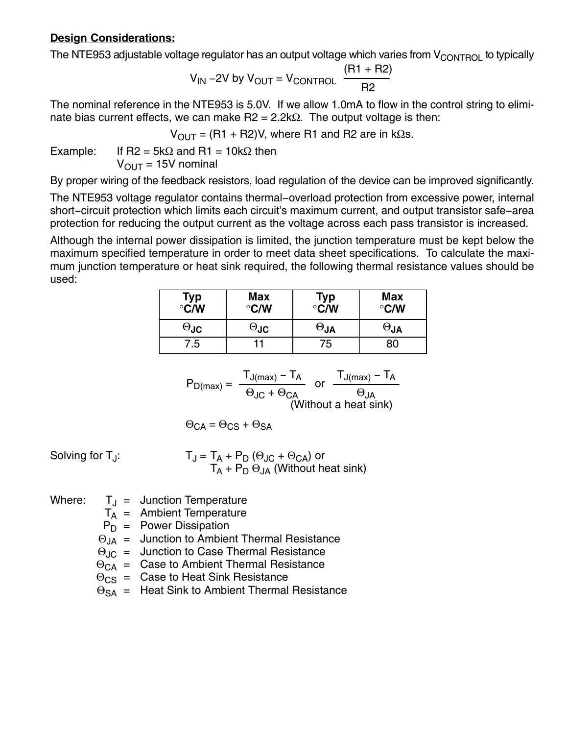**Design Considerations:**

The NTE953 adjustable voltage regulator has an output voltage which varies from $V_{CONTROL}$ to typically

$$V_{IN} - 2V \text{ by } V_{OUT} = V_{CONTROL} \frac{(R1 + R2)}{R2}$$

The nominal reference in the NTE953 is 5.0V. If we allow 1.0mA to flow in the control string to eliminate bias current effects, we can make R2 = 2.2kΩ. The output voltage is then:

$$V_{OUT} = (R1 + R2)V, \text{ where R1 and R2 are in k}\Omega\text{s.}$$

Example: If R2 = 5kΩ and R1 = 10kΩ then
$V_{OUT}$ = 15V nominal

By proper wiring of the feedback resistors, load regulation of the device can be improved significantly.

The NTE953 voltage regulator contains thermal−overload protection from excessive power, internal short−circuit protection which limits each circuit's maximum current, and output transistor safe−area protection for reducing the output current as the voltage across each pass transistor is increased.

Although the internal power dissipation is limited, the junction temperature must be kept below the maximum specified temperature in order to meet data sheet specifications. To calculate the maximum junction temperature or heat sink required, the following thermal resistance values should be used:

| Typ °C/W | Max °C/W | Typ °C/W | Max °C/W |
|---|---|---|---|
| $\Theta_{JC}$ | $\Theta_{JC}$ | $\Theta_{JA}$ | $\Theta_{JA}$ |
| 7.5 | 11 | 75 | 80 |

$$P_{D(max)} = \frac{T_{J(max)} - T_A}{\Theta_{JC} + \Theta_{CA}} \text{ or } \frac{T_{J(max)} - T_A}{\Theta_{JA}} \text{ (Without a heat sink)}$$

$$\Theta_{CA} = \Theta_{CS} + \Theta_{SA}$$

Solving for $T_J$:

$$T_J = T_A + P_D (\Theta_{JC} + \Theta_{CA}) \text{ or}$$
$$T_A + P_D \Theta_{JA} \text{ (Without heat sink)}$$

Where:
- $T_J$ = Junction Temperature
- $T_A$ = Ambient Temperature
- $P_D$ = Power Dissipation
- $\Theta_{JA}$ = Junction to Ambient Thermal Resistance
- $\Theta_{JC}$ = Junction to Case Thermal Resistance
- $\Theta_{CA}$ = Case to Ambient Thermal Resistance
- $\Theta_{CS}$ = Case to Heat Sink Resistance
- $\Theta_{SA}$ = Heat Sink to Ambient Thermal Resistance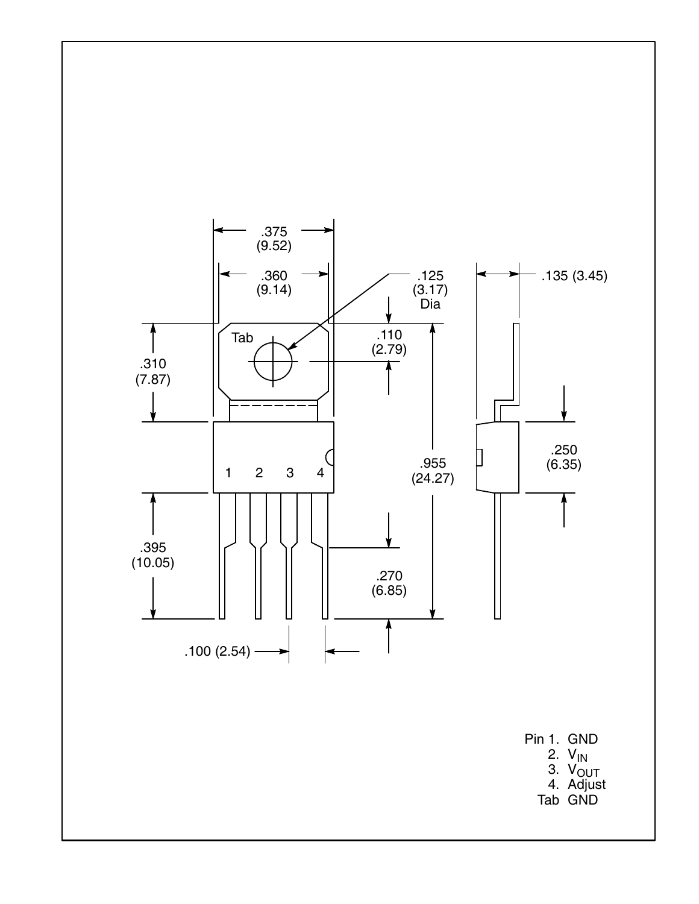.375
(9.52)

.360
(9.14)

.125
(3.17)
Dia

.135 (3.45)

Tab

.110
(2.79)

.310
(7.87)

1 2 3 4

.955
(24.27)

.250
(6.35)

.395
(10.05)

.270
(6.85)

.100 (2.54)

Pin 1. GND
2. $V_{IN}$
3. $V_{OUT}$
4. Adjust
Tab GND